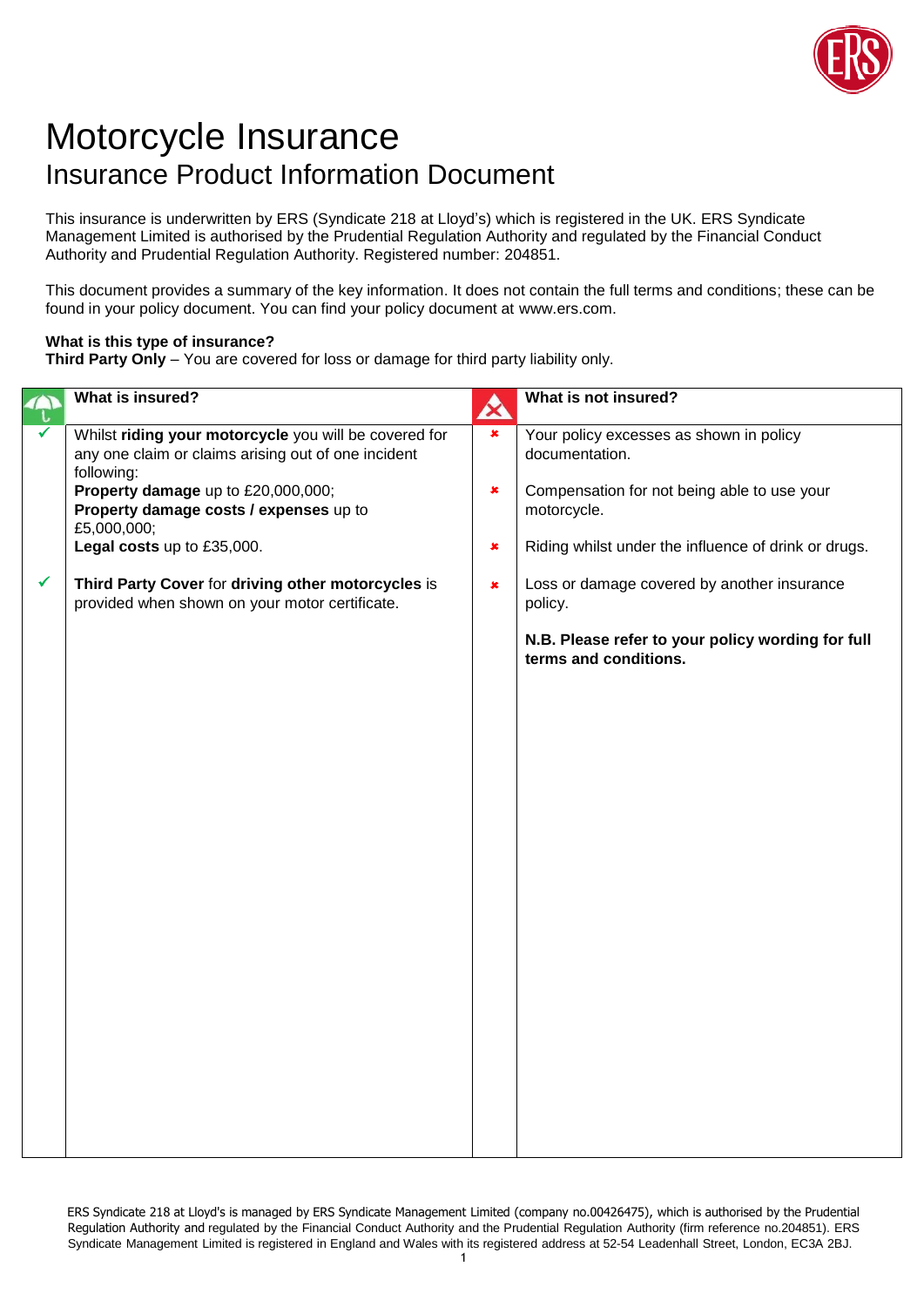# Motorcycle Insurance

## Insurance Product Information Document

This insurance is underwritten by ERS (Syndicate 218 at Lloyd's) which is registered in the UK. ERS Syndicate Management Limited is authorised by the Prudential Regulation Authority and regulated by the Financial Conduct Authority and Prudential Regulation Authority. Registered number: 204851.

This document provides a summary of the key information. It does not contain the full terms and conditions; these can be found in your policy document. You can find your policy document at www.ers.com.

**What is this type of insurance?**
**Third Party Only** – You are covered for loss or damage for third party liability only.

| What is insured? | What is not insured? |
|---|---|
| ✓ Whilst **riding your motorcycle** you will be covered for any one claim or claims arising out of one incident following:<br>**Property damage** up to £20,000,000;<br>**Property damage costs / expenses** up to £5,000,000;<br>**Legal costs** up to £35,000. | ✗ Your policy excesses as shown in policy documentation.<br><br>✗ Compensation for not being able to use your motorcycle.<br><br>✗ Riding whilst under the influence of drink or drugs. |
| ✓ **Third Party Cover** for **driving other motorcycles** is provided when shown on your motor certificate. | ✗ Loss or damage covered by another insurance policy.<br><br>**N.B. Please refer to your policy wording for full terms and conditions.** |

ERS Syndicate 218 at Lloyd's is managed by ERS Syndicate Management Limited (company no.00426475), which is authorised by the Prudential Regulation Authority and regulated by the Financial Conduct Authority and the Prudential Regulation Authority (firm reference no.204851). ERS Syndicate Management Limited is registered in England and Wales with its registered address at 52-54 Leadenhall Street, London, EC3A 2BJ.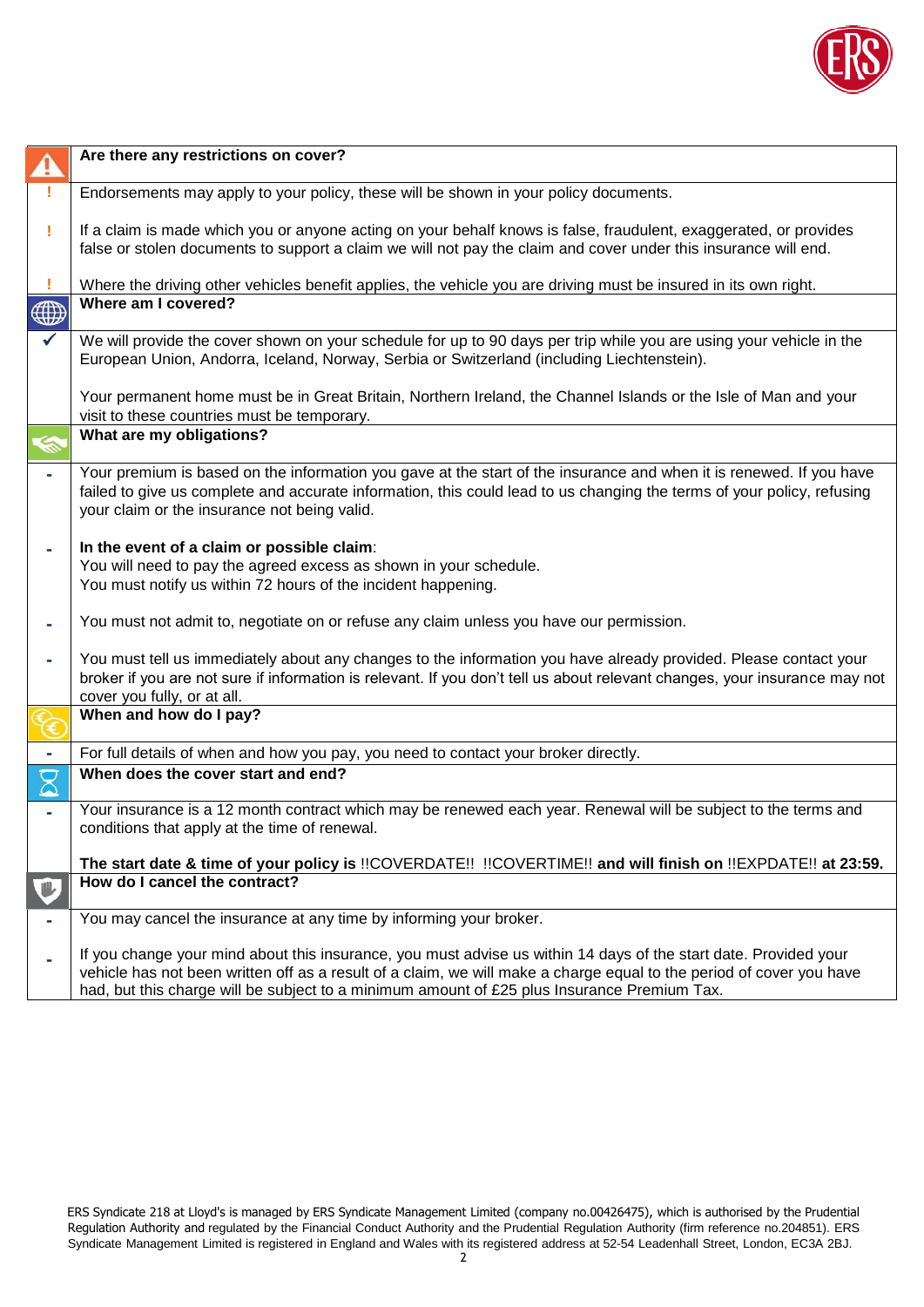## Are there any restrictions on cover?

- ! Endorsements may apply to your policy, these will be shown in your policy documents.
- ! If a claim is made which you or anyone acting on your behalf knows is false, fraudulent, exaggerated, or provides false or stolen documents to support a claim we will not pay the claim and cover under this insurance will end.
- ! Where the driving other vehicles benefit applies, the vehicle you are driving must be insured in its own right.

## Where am I covered?

✓ We will provide the cover shown on your schedule for up to 90 days per trip while you are using your vehicle in the European Union, Andorra, Iceland, Norway, Serbia or Switzerland (including Liechtenstein).

Your permanent home must be in Great Britain, Northern Ireland, the Channel Islands or the Isle of Man and your visit to these countries must be temporary.

## What are my obligations?

- Your premium is based on the information you gave at the start of the insurance and when it is renewed. If you have failed to give us complete and accurate information, this could lead to us changing the terms of your policy, refusing your claim or the insurance not being valid.
- **In the event of a claim or possible claim**:
  You will need to pay the agreed excess as shown in your schedule.
  You must notify us within 72 hours of the incident happening.
- You must not admit to, negotiate on or refuse any claim unless you have our permission.
- You must tell us immediately about any changes to the information you have already provided. Please contact your broker if you are not sure if information is relevant. If you don't tell us about relevant changes, your insurance may not cover you fully, or at all.

## When and how do I pay?

- For full details of when and how you pay, you need to contact your broker directly.

## When does the cover start and end?

- Your insurance is a 12 month contract which may be renewed each year. Renewal will be subject to the terms and conditions that apply at the time of renewal.

**The start date & time of your policy is** !!COVERDATE!! !!COVERTIME!! **and will finish on** !!EXPDATE!! **at 23:59.**

## How do I cancel the contract?

- You may cancel the insurance at any time by informing your broker.
- If you change your mind about this insurance, you must advise us within 14 days of the start date. Provided your vehicle has not been written off as a result of a claim, we will make a charge equal to the period of cover you have had, but this charge will be subject to a minimum amount of £25 plus Insurance Premium Tax.

ERS Syndicate 218 at Lloyd's is managed by ERS Syndicate Management Limited (company no.00426475), which is authorised by the Prudential Regulation Authority and regulated by the Financial Conduct Authority and the Prudential Regulation Authority (firm reference no.204851). ERS Syndicate Management Limited is registered in England and Wales with its registered address at 52-54 Leadenhall Street, London, EC3A 2BJ.